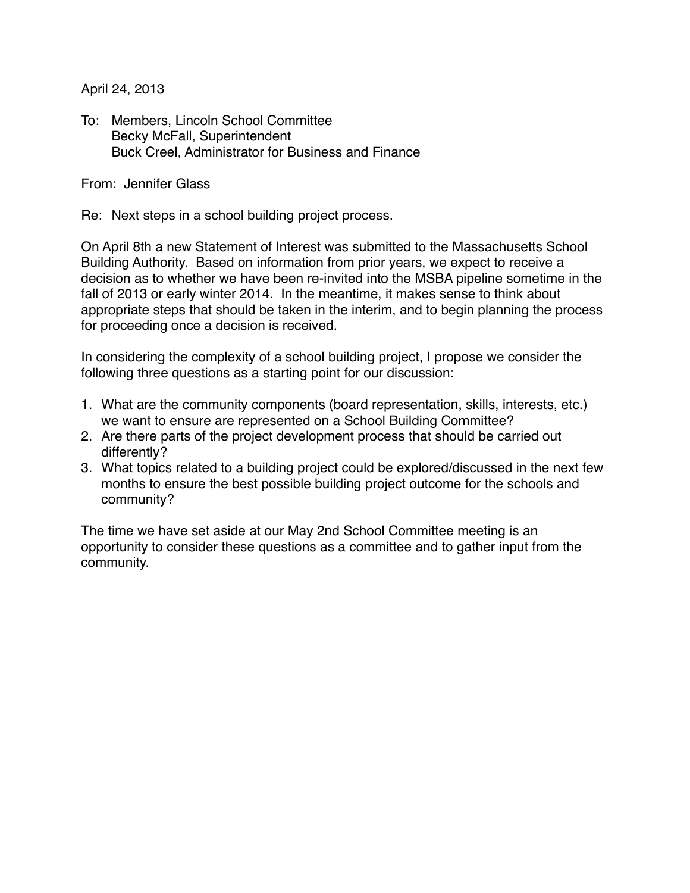April 24, 2013

To: Members, Lincoln School Committee
Becky McFall, Superintendent
Buck Creel, Administrator for Business and Finance

From: Jennifer Glass

Re: Next steps in a school building project process.

On April 8th a new Statement of Interest was submitted to the Massachusetts School Building Authority. Based on information from prior years, we expect to receive a decision as to whether we have been re-invited into the MSBA pipeline sometime in the fall of 2013 or early winter 2014. In the meantime, it makes sense to think about appropriate steps that should be taken in the interim, and to begin planning the process for proceeding once a decision is received.

In considering the complexity of a school building project, I propose we consider the following three questions as a starting point for our discussion:

1. What are the community components (board representation, skills, interests, etc.) we want to ensure are represented on a School Building Committee?
2. Are there parts of the project development process that should be carried out differently?
3. What topics related to a building project could be explored/discussed in the next few months to ensure the best possible building project outcome for the schools and community?

The time we have set aside at our May 2nd School Committee meeting is an opportunity to consider these questions as a committee and to gather input from the community.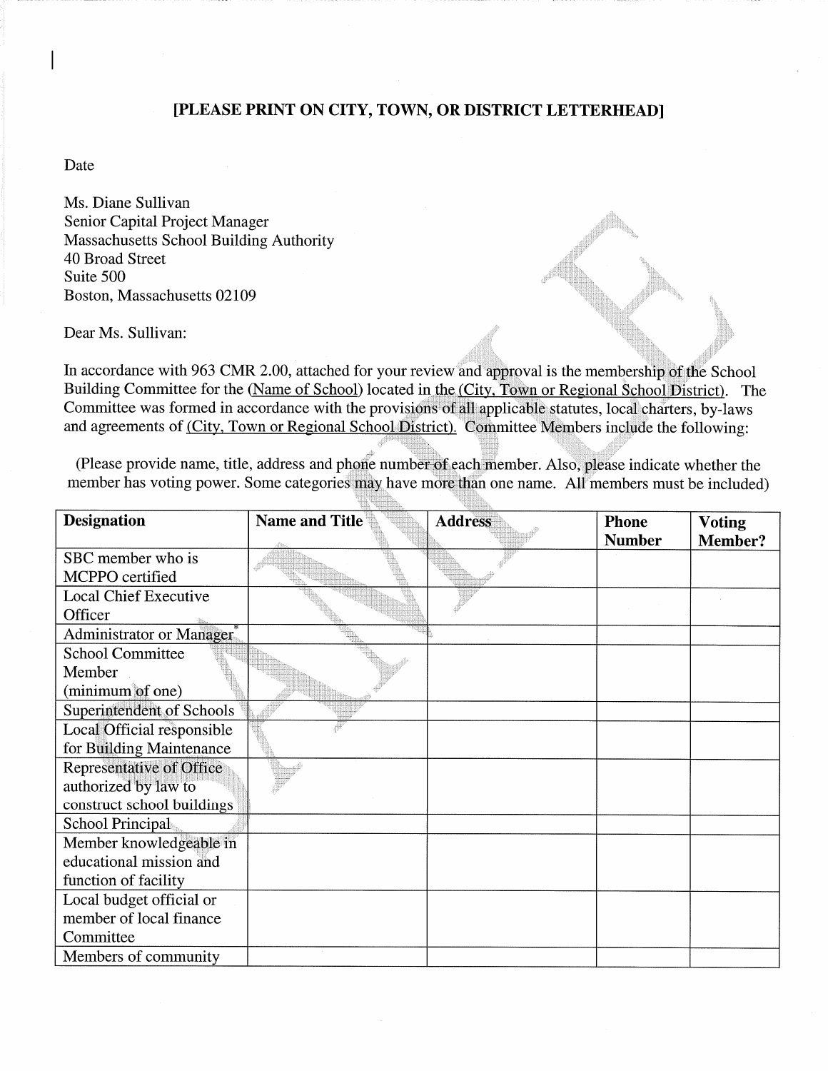**[PLEASE PRINT ON CITY, TOWN, OR DISTRICT LETTERHEAD]**

Date

Ms. Diane Sullivan
Senior Capital Project Manager
Massachusetts School Building Authority
40 Broad Street
Suite 500
Boston, Massachusetts 02109

Dear Ms. Sullivan:

In accordance with 963 CMR 2.00, attached for your review and approval is the membership of the School Building Committee for the (Name of School) located in the (City, Town or Regional School District). The Committee was formed in accordance with the provisions of all applicable statutes, local charters, by-laws and agreements of (City, Town or Regional School District). Committee Members include the following:

(Please provide name, title, address and phone number of each member. Also, please indicate whether the member has voting power. Some categories may have more than one name. All members must be included)

| **Designation** | **Name and Title** | **Address** | **Phone Number** | **Voting Member?** |
|---|---|---|---|---|
| SBC member who is MCPPO certified | | | | |
| Local Chief Executive Officer | | | | |
| Administrator or Manager* | | | | |
| School Committee Member (minimum of one) | | | | |
| Superintendent of Schools | | | | |
| Local Official responsible for Building Maintenance | | | | |
| Representative of Office authorized by law to construct school buildings | | | | |
| School Principal | | | | |
| Member knowledgeable in educational mission and function of facility | | | | |
| Local budget official or member of local finance Committee | | | | |
| Members of community | | | | |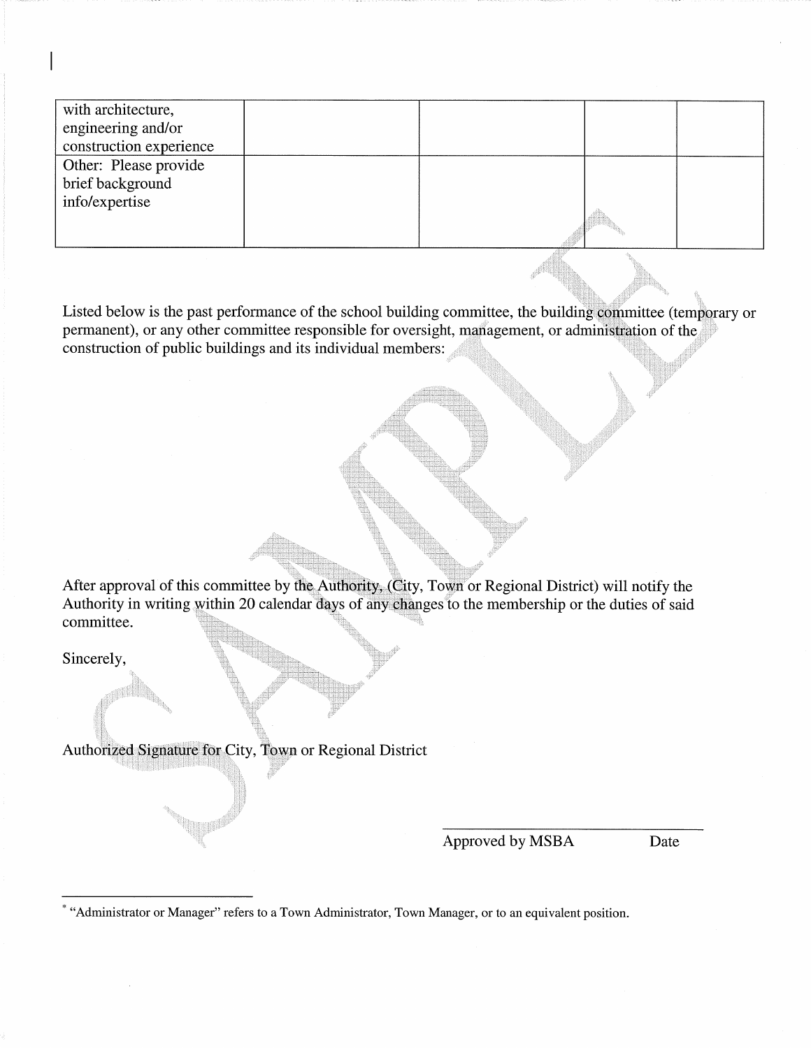| | | | | |
|---|---|---|---|---|
| with architecture, engineering and/or construction experience | | | | |
| Other: Please provide brief background info/expertise | | | | |

Listed below is the past performance of the school building committee, the building committee (temporary or permanent), or any other committee responsible for oversight, management, or administration of the construction of public buildings and its individual members:

After approval of this committee by the Authority, (City, Town or Regional District) will notify the Authority in writing within 20 calendar days of any changes to the membership or the duties of said committee.

Sincerely,

Authorized Signature for City, Town or Regional District

Approved by MSBA Date

* "Administrator or Manager" refers to a Town Administrator, Town Manager, or to an equivalent position.